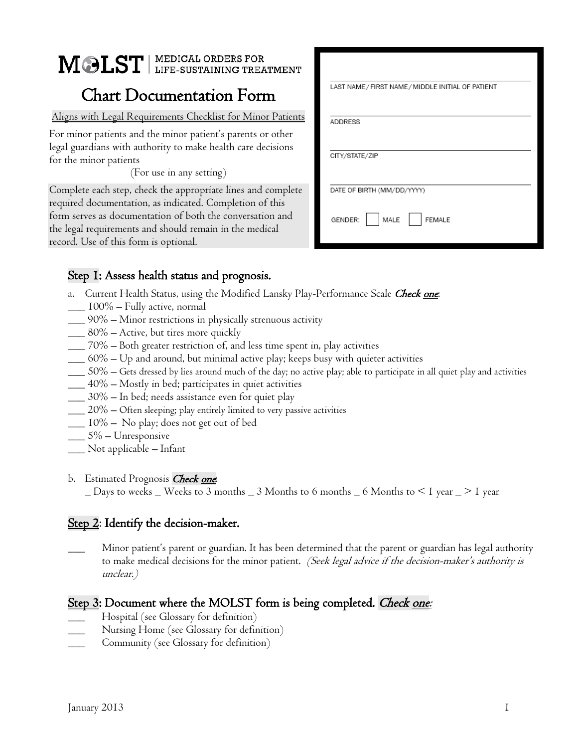# MOLST | MEDICAL ORDERS FOR LIFE-SUSTAINING TREATMENT

## Chart Documentation Form

Aligns with Legal Requirements Checklist for Minor Patients

For minor patients and the minor patient's parents or other legal guardians with authority to make health care decisions for the minor patients

(For use in any setting)

Complete each step, check the appropriate lines and complete required documentation, as indicated. Completion of this form serves as documentation of both the conversation and the legal requirements and should remain in the medical record. Use of this form is optional.

LAST NAME / FIRST NAME / MIDDLE INITIAL OF PATIENT

ADDRESS

CITY/STATE/ZIP

DATE OF BIRTH (MM/DD/YYYY)

GENDER: ☐ MALE ☐ FEMALE

### Step 1: Assess health status and prognosis.

a. Current Health Status, using the Modified Lansky Play-Performance Scale *Check one*:

___ 100% – Fully active, normal
___ 90% – Minor restrictions in physically strenuous activity
___ 80% – Active, but tires more quickly
___ 70% – Both greater restriction of, and less time spent in, play activities
___ 60% – Up and around, but minimal active play; keeps busy with quieter activities
___ 50% – Gets dressed by lies around much of the day; no active play; able to participate in all quiet play and activities
___ 40% – Mostly in bed; participates in quiet activities
___ 30% – In bed; needs assistance even for quiet play
___ 20% – Often sleeping; play entirely limited to very passive activities
___ 10% – No play; does not get out of bed
___ 5% – Unresponsive
___ Not applicable – Infant

b. Estimated Prognosis *Check one*:

_ Days to weeks _ Weeks to 3 months _ 3 Months to 6 months _ 6 Months to < 1 year _ > 1 year

### Step 2: Identify the decision-maker.

___ Minor patient's parent or guardian. It has been determined that the parent or guardian has legal authority to make medical decisions for the minor patient. *(Seek legal advice if the decision-maker's authority is unclear.)*

### Step 3: Document where the MOLST form is being completed. *Check one*:

___ Hospital (see Glossary for definition)
___ Nursing Home (see Glossary for definition)
___ Community (see Glossary for definition)

January 2013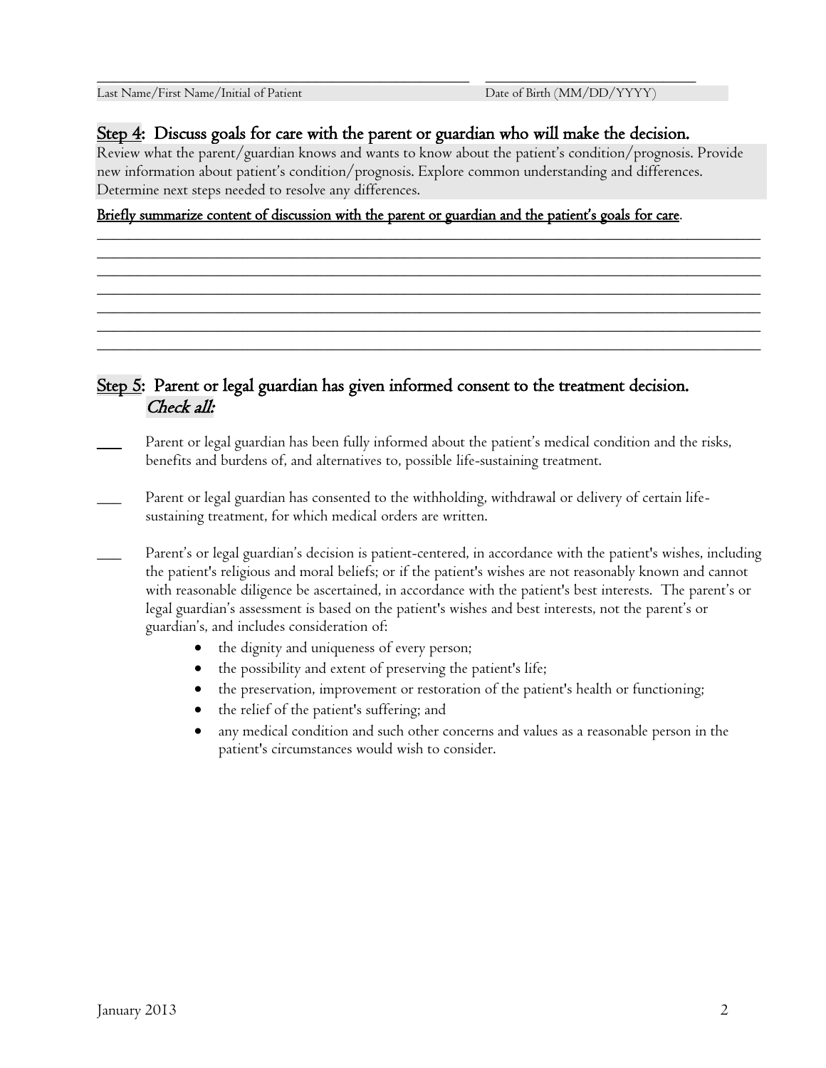\_\_\_\_\_\_\_\_\_\_\_\_\_\_\_\_\_\_\_\_\_\_\_\_\_\_\_\_\_\_\_\_\_\_\_\_\_\_\_\_\_\_\_\_ \_\_\_\_\_\_\_\_\_\_\_\_\_\_\_\_\_\_\_\_\_\_\_\_\_\_\_

Last Name/First Name/Initial of Patient Date of Birth (MM/DD/YYYY)

## Step 4: Discuss goals for care with the parent or guardian who will make the decision.

Review what the parent/guardian knows and wants to know about the patient's condition/prognosis. Provide new information about patient's condition/prognosis. Explore common understanding and differences. Determine next steps needed to resolve any differences.

**Briefly summarize content of discussion with the parent or guardian and the patient's goals for care.**

\_\_\_\_\_\_\_\_\_\_\_\_\_\_\_\_\_\_\_\_\_\_\_\_\_\_\_\_\_\_\_\_\_\_\_\_\_\_\_\_\_\_\_\_\_\_\_\_\_\_\_\_\_\_\_\_\_\_\_\_\_\_\_\_\_\_\_\_\_\_\_\_\_\_\_\_\_\_
\_\_\_\_\_\_\_\_\_\_\_\_\_\_\_\_\_\_\_\_\_\_\_\_\_\_\_\_\_\_\_\_\_\_\_\_\_\_\_\_\_\_\_\_\_\_\_\_\_\_\_\_\_\_\_\_\_\_\_\_\_\_\_\_\_\_\_\_\_\_\_\_\_\_\_\_\_\_
\_\_\_\_\_\_\_\_\_\_\_\_\_\_\_\_\_\_\_\_\_\_\_\_\_\_\_\_\_\_\_\_\_\_\_\_\_\_\_\_\_\_\_\_\_\_\_\_\_\_\_\_\_\_\_\_\_\_\_\_\_\_\_\_\_\_\_\_\_\_\_\_\_\_\_\_\_\_
\_\_\_\_\_\_\_\_\_\_\_\_\_\_\_\_\_\_\_\_\_\_\_\_\_\_\_\_\_\_\_\_\_\_\_\_\_\_\_\_\_\_\_\_\_\_\_\_\_\_\_\_\_\_\_\_\_\_\_\_\_\_\_\_\_\_\_\_\_\_\_\_\_\_\_\_\_\_
\_\_\_\_\_\_\_\_\_\_\_\_\_\_\_\_\_\_\_\_\_\_\_\_\_\_\_\_\_\_\_\_\_\_\_\_\_\_\_\_\_\_\_\_\_\_\_\_\_\_\_\_\_\_\_\_\_\_\_\_\_\_\_\_\_\_\_\_\_\_\_\_\_\_\_\_\_\_
\_\_\_\_\_\_\_\_\_\_\_\_\_\_\_\_\_\_\_\_\_\_\_\_\_\_\_\_\_\_\_\_\_\_\_\_\_\_\_\_\_\_\_\_\_\_\_\_\_\_\_\_\_\_\_\_\_\_\_\_\_\_\_\_\_\_\_\_\_\_\_\_\_\_\_\_\_\_
\_\_\_\_\_\_\_\_\_\_\_\_\_\_\_\_\_\_\_\_\_\_\_\_\_\_\_\_\_\_\_\_\_\_\_\_\_\_\_\_\_\_\_\_\_\_\_\_\_\_\_\_\_\_\_\_\_\_\_\_\_\_\_\_\_\_\_\_\_\_\_\_\_\_\_\_\_\_

## Step 5: Parent or legal guardian has given informed consent to the treatment decision. *Check all:*

\_\_\_ Parent or legal guardian has been fully informed about the patient's medical condition and the risks, benefits and burdens of, and alternatives to, possible life-sustaining treatment.

\_\_\_ Parent or legal guardian has consented to the withholding, withdrawal or delivery of certain life-sustaining treatment, for which medical orders are written.

\_\_\_ Parent's or legal guardian's decision is patient-centered, in accordance with the patient's wishes, including the patient's religious and moral beliefs; or if the patient's wishes are not reasonably known and cannot with reasonable diligence be ascertained, in accordance with the patient's best interests. The parent's or legal guardian's assessment is based on the patient's wishes and best interests, not the parent's or guardian's, and includes consideration of:

- the dignity and uniqueness of every person;
- the possibility and extent of preserving the patient's life;
- the preservation, improvement or restoration of the patient's health or functioning;
- the relief of the patient's suffering; and
- any medical condition and such other concerns and values as a reasonable person in the patient's circumstances would wish to consider.

January 2013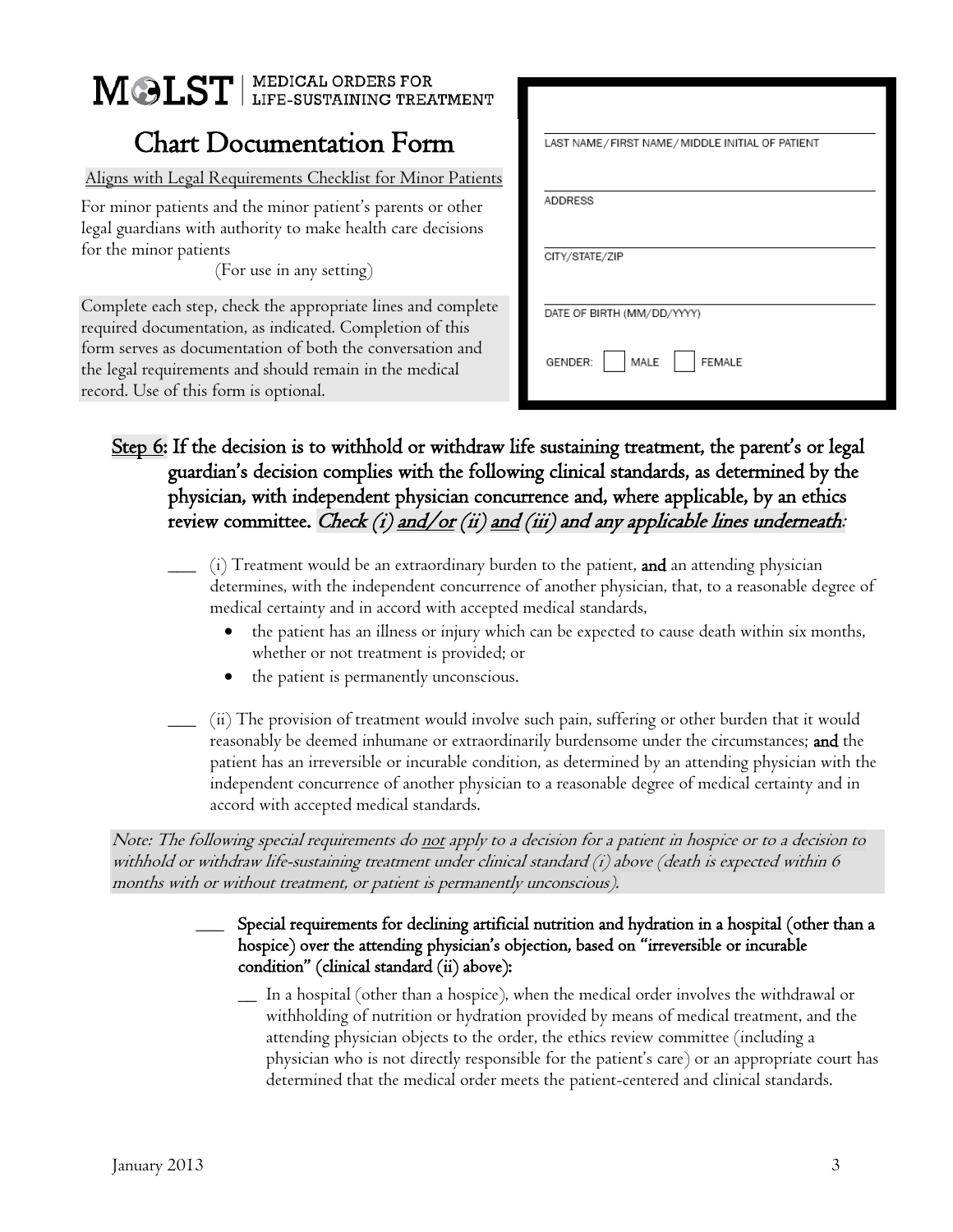**MOLST** | MEDICAL ORDERS FOR LIFE-SUSTAINING TREATMENT

# Chart Documentation Form

Aligns with Legal Requirements Checklist for Minor Patients

For minor patients and the minor patient's parents or other legal guardians with authority to make health care decisions for the minor patients

(For use in any setting)

Complete each step, check the appropriate lines and complete required documentation, as indicated. Completion of this form serves as documentation of both the conversation and the legal requirements and should remain in the medical record. Use of this form is optional.

LAST NAME/ FIRST NAME/ MIDDLE INITIAL OF PATIENT

ADDRESS

CITY/STATE/ZIP

DATE OF BIRTH (MM/DD/YYYY)

GENDER: ☐ MALE ☐ FEMALE

## Step 6: If the decision is to withhold or withdraw life sustaining treatment, the parent's or legal guardian's decision complies with the following clinical standards, as determined by the physician, with independent physician concurrence and, where applicable, by an ethics review committee. *Check (i) and/or (ii) and (iii) and any applicable lines underneath:*

___ (i) Treatment would be an extraordinary burden to the patient, **and** an attending physician determines, with the independent concurrence of another physician, that, to a reasonable degree of medical certainty and in accord with accepted medical standards,

- the patient has an illness or injury which can be expected to cause death within six months, whether or not treatment is provided; or
- the patient is permanently unconscious.

___ (ii) The provision of treatment would involve such pain, suffering or other burden that it would reasonably be deemed inhumane or extraordinarily burdensome under the circumstances; **and** the patient has an irreversible or incurable condition, as determined by an attending physician with the independent concurrence of another physician to a reasonable degree of medical certainty and in accord with accepted medical standards.

*Note: The following special requirements do not apply to a decision for a patient in hospice or to a decision to withhold or withdraw life-sustaining treatment under clinical standard (i) above (death is expected within 6 months with or without treatment, or patient is permanently unconscious).*

___ **Special requirements for declining artificial nutrition and hydration in a hospital (other than a hospice) over the attending physician's objection, based on "irreversible or incurable condition" (clinical standard (ii) above):**

__ In a hospital (other than a hospice), when the medical order involves the withdrawal or withholding of nutrition or hydration provided by means of medical treatment, and the attending physician objects to the order, the ethics review committee (including a physician who is not directly responsible for the patient's care) or an appropriate court has determined that the medical order meets the patient-centered and clinical standards.

January 2013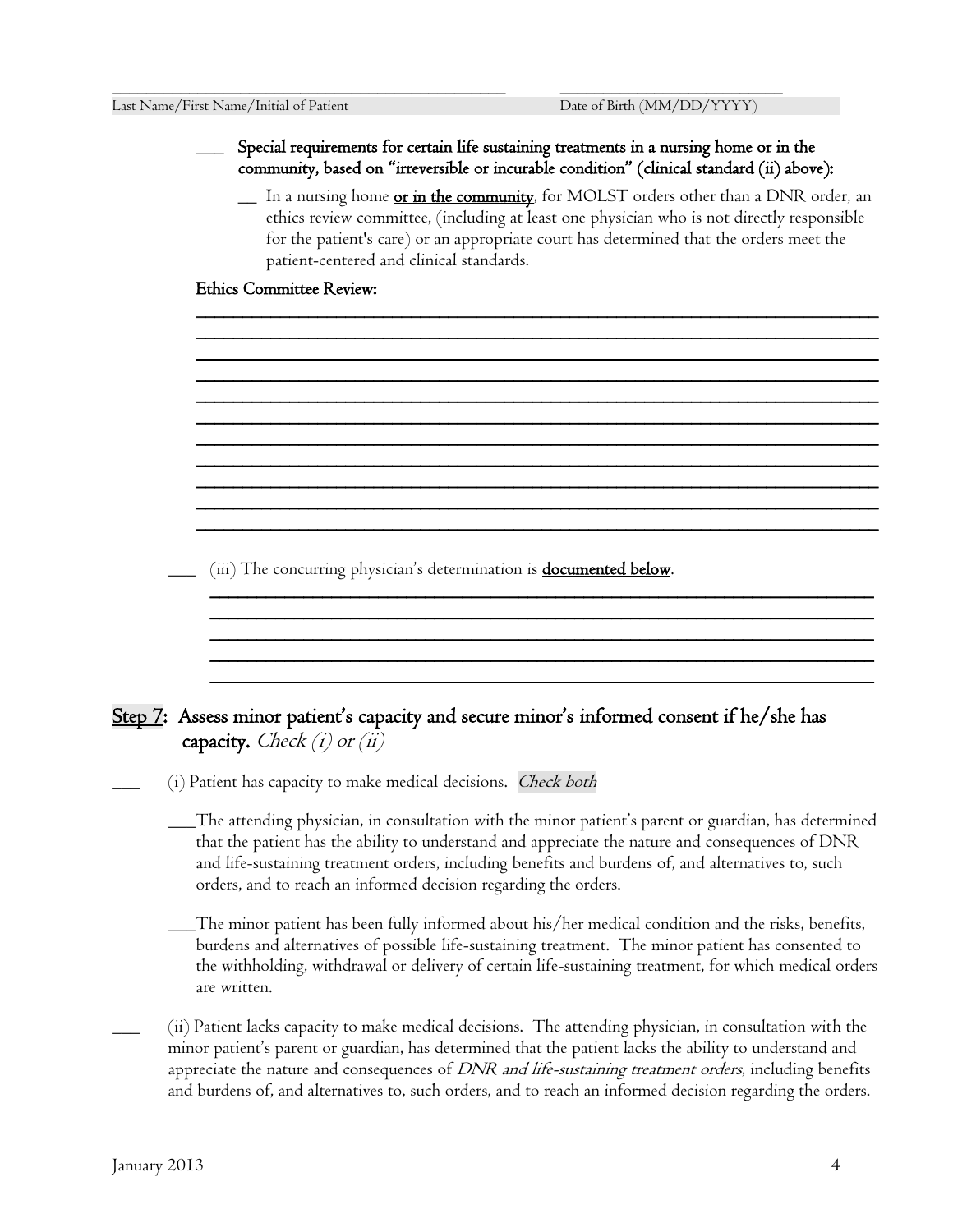\_\_\_\_\_\_\_\_\_\_\_\_\_\_\_\_\_\_\_\_\_\_\_\_\_\_\_\_\_\_\_\_\_\_\_\_\_\_\_\_ \_\_\_\_\_\_\_\_\_\_\_\_\_\_\_\_\_\_\_\_\_\_\_\_

Last Name/First Name/Initial of Patient Date of Birth (MM/DD/YYYY)

\_\_\_ **Special requirements for certain life sustaining treatments in a nursing home or in the community, based on "irreversible or incurable condition" (clinical standard (ii) above):**

\_\_ In a nursing home **or in the community**, for MOLST orders other than a DNR order, an ethics review committee, (including at least one physician who is not directly responsible for the patient's care) or an appropriate court has determined that the orders meet the patient-centered and clinical standards.

**Ethics Committee Review:**

\_\_\_\_\_\_\_\_\_\_\_\_\_\_\_\_\_\_\_\_\_\_\_\_\_\_\_\_\_\_\_\_\_\_\_\_\_\_\_\_\_\_\_\_\_\_\_\_\_\_\_\_\_\_\_\_\_\_\_\_\_\_\_\_
\_\_\_\_\_\_\_\_\_\_\_\_\_\_\_\_\_\_\_\_\_\_\_\_\_\_\_\_\_\_\_\_\_\_\_\_\_\_\_\_\_\_\_\_\_\_\_\_\_\_\_\_\_\_\_\_\_\_\_\_\_\_\_\_
\_\_\_\_\_\_\_\_\_\_\_\_\_\_\_\_\_\_\_\_\_\_\_\_\_\_\_\_\_\_\_\_\_\_\_\_\_\_\_\_\_\_\_\_\_\_\_\_\_\_\_\_\_\_\_\_\_\_\_\_\_\_\_\_
\_\_\_\_\_\_\_\_\_\_\_\_\_\_\_\_\_\_\_\_\_\_\_\_\_\_\_\_\_\_\_\_\_\_\_\_\_\_\_\_\_\_\_\_\_\_\_\_\_\_\_\_\_\_\_\_\_\_\_\_\_\_\_\_
\_\_\_\_\_\_\_\_\_\_\_\_\_\_\_\_\_\_\_\_\_\_\_\_\_\_\_\_\_\_\_\_\_\_\_\_\_\_\_\_\_\_\_\_\_\_\_\_\_\_\_\_\_\_\_\_\_\_\_\_\_\_\_\_
\_\_\_\_\_\_\_\_\_\_\_\_\_\_\_\_\_\_\_\_\_\_\_\_\_\_\_\_\_\_\_\_\_\_\_\_\_\_\_\_\_\_\_\_\_\_\_\_\_\_\_\_\_\_\_\_\_\_\_\_\_\_\_\_
\_\_\_\_\_\_\_\_\_\_\_\_\_\_\_\_\_\_\_\_\_\_\_\_\_\_\_\_\_\_\_\_\_\_\_\_\_\_\_\_\_\_\_\_\_\_\_\_\_\_\_\_\_\_\_\_\_\_\_\_\_\_\_\_
\_\_\_\_\_\_\_\_\_\_\_\_\_\_\_\_\_\_\_\_\_\_\_\_\_\_\_\_\_\_\_\_\_\_\_\_\_\_\_\_\_\_\_\_\_\_\_\_\_\_\_\_\_\_\_\_\_\_\_\_\_\_\_\_
\_\_\_\_\_\_\_\_\_\_\_\_\_\_\_\_\_\_\_\_\_\_\_\_\_\_\_\_\_\_\_\_\_\_\_\_\_\_\_\_\_\_\_\_\_\_\_\_\_\_\_\_\_\_\_\_\_\_\_\_\_\_\_\_
\_\_\_\_\_\_\_\_\_\_\_\_\_\_\_\_\_\_\_\_\_\_\_\_\_\_\_\_\_\_\_\_\_\_\_\_\_\_\_\_\_\_\_\_\_\_\_\_\_\_\_\_\_\_\_\_\_\_\_\_\_\_\_\_
\_\_\_\_\_\_\_\_\_\_\_\_\_\_\_\_\_\_\_\_\_\_\_\_\_\_\_\_\_\_\_\_\_\_\_\_\_\_\_\_\_\_\_\_\_\_\_\_\_\_\_\_\_\_\_\_\_\_\_\_\_\_\_\_

\_\_\_ (iii) The concurring physician's determination is **documented below**.

\_\_\_\_\_\_\_\_\_\_\_\_\_\_\_\_\_\_\_\_\_\_\_\_\_\_\_\_\_\_\_\_\_\_\_\_\_\_\_\_\_\_\_\_\_\_\_\_\_\_\_\_\_\_\_\_\_\_\_\_\_\_\_\_
\_\_\_\_\_\_\_\_\_\_\_\_\_\_\_\_\_\_\_\_\_\_\_\_\_\_\_\_\_\_\_\_\_\_\_\_\_\_\_\_\_\_\_\_\_\_\_\_\_\_\_\_\_\_\_\_\_\_\_\_\_\_\_\_
\_\_\_\_\_\_\_\_\_\_\_\_\_\_\_\_\_\_\_\_\_\_\_\_\_\_\_\_\_\_\_\_\_\_\_\_\_\_\_\_\_\_\_\_\_\_\_\_\_\_\_\_\_\_\_\_\_\_\_\_\_\_\_\_
\_\_\_\_\_\_\_\_\_\_\_\_\_\_\_\_\_\_\_\_\_\_\_\_\_\_\_\_\_\_\_\_\_\_\_\_\_\_\_\_\_\_\_\_\_\_\_\_\_\_\_\_\_\_\_\_\_\_\_\_\_\_\_\_
\_\_\_\_\_\_\_\_\_\_\_\_\_\_\_\_\_\_\_\_\_\_\_\_\_\_\_\_\_\_\_\_\_\_\_\_\_\_\_\_\_\_\_\_\_\_\_\_\_\_\_\_\_\_\_\_\_\_\_\_\_\_\_\_

## Step 7: Assess minor patient's capacity and secure minor's informed consent if he/she has capacity. *Check (i) or (ii)*

\_\_\_ (i) Patient has capacity to make medical decisions. *Check both*

\_\_\_The attending physician, in consultation with the minor patient's parent or guardian, has determined that the patient has the ability to understand and appreciate the nature and consequences of DNR and life-sustaining treatment orders, including benefits and burdens of, and alternatives to, such orders, and to reach an informed decision regarding the orders.

\_\_\_The minor patient has been fully informed about his/her medical condition and the risks, benefits, burdens and alternatives of possible life-sustaining treatment. The minor patient has consented to the withholding, withdrawal or delivery of certain life-sustaining treatment, for which medical orders are written.

\_\_\_ (ii) Patient lacks capacity to make medical decisions. The attending physician, in consultation with the minor patient's parent or guardian, has determined that the patient lacks the ability to understand and appreciate the nature and consequences of *DNR and life-sustaining treatment orders*, including benefits and burdens of, and alternatives to, such orders, and to reach an informed decision regarding the orders.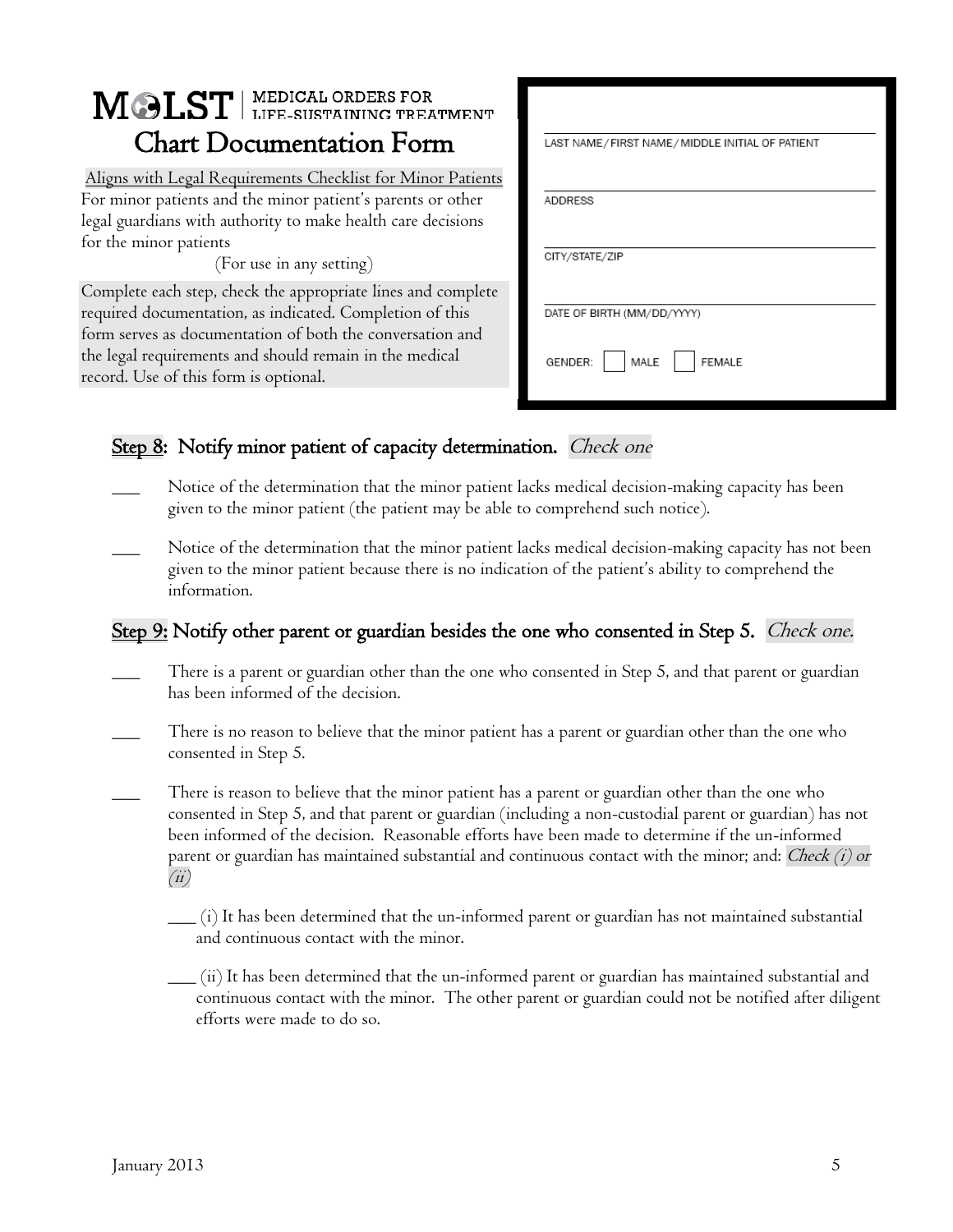# MOLST | MEDICAL ORDERS FOR LIFE-SUSTAINING TREATMENT

## Chart Documentation Form

Aligns with Legal Requirements Checklist for Minor Patients

For minor patients and the minor patient's parents or other legal guardians with authority to make health care decisions for the minor patients

(For use in any setting)

Complete each step, check the appropriate lines and complete required documentation, as indicated. Completion of this form serves as documentation of both the conversation and the legal requirements and should remain in the medical record. Use of this form is optional.

LAST NAME/ FIRST NAME/ MIDDLE INITIAL OF PATIENT

ADDRESS

CITY/STATE/ZIP

DATE OF BIRTH (MM/DD/YYYY)

GENDER: ☐ MALE ☐ FEMALE

## Step 8: Notify minor patient of capacity determination. *Check one*

___ Notice of the determination that the minor patient lacks medical decision-making capacity has been given to the minor patient (the patient may be able to comprehend such notice).

___ Notice of the determination that the minor patient lacks medical decision-making capacity has not been given to the minor patient because there is no indication of the patient's ability to comprehend the information.

## Step 9: Notify other parent or guardian besides the one who consented in Step 5. *Check one.*

___ There is a parent or guardian other than the one who consented in Step 5, and that parent or guardian has been informed of the decision.

___ There is no reason to believe that the minor patient has a parent or guardian other than the one who consented in Step 5.

___ There is reason to believe that the minor patient has a parent or guardian other than the one who consented in Step 5, and that parent or guardian (including a non-custodial parent or guardian) has not been informed of the decision. Reasonable efforts have been made to determine if the un-informed parent or guardian has maintained substantial and continuous contact with the minor; and: *Check (i) or (ii)*

___ (i) It has been determined that the un-informed parent or guardian has not maintained substantial and continuous contact with the minor.

___ (ii) It has been determined that the un-informed parent or guardian has maintained substantial and continuous contact with the minor. The other parent or guardian could not be notified after diligent efforts were made to do so.

January 2013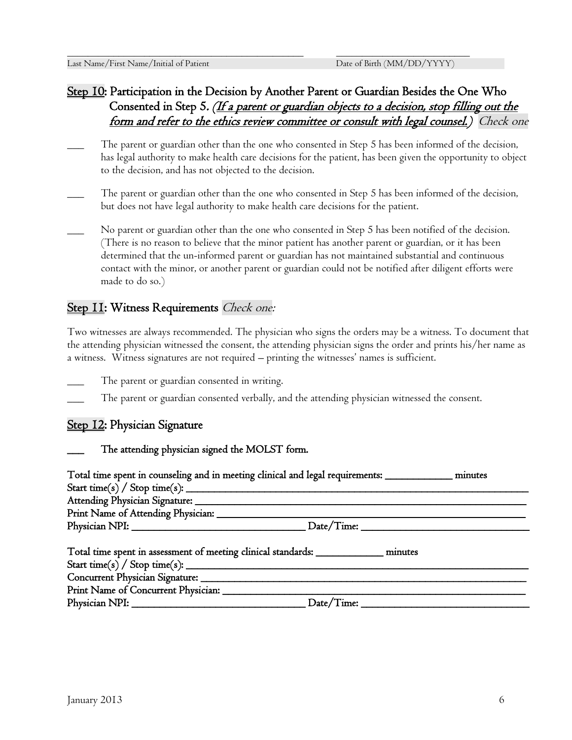______________________________________________ ___________________________
Last Name/First Name/Initial of Patient Date of Birth (MM/DD/YYYY)

## Step 10: Participation in the Decision by Another Parent or Guardian Besides the One Who Consented in Step 5. *(If a parent or guardian objects to a decision, stop filling out the form and refer to the ethics review committee or consult with legal counsel.)* *Check one*

___ The parent or guardian other than the one who consented in Step 5 has been informed of the decision, has legal authority to make health care decisions for the patient, has been given the opportunity to object to the decision, and has not objected to the decision.

___ The parent or guardian other than the one who consented in Step 5 has been informed of the decision, but does not have legal authority to make health care decisions for the patient.

___ No parent or guardian other than the one who consented in Step 5 has been notified of the decision. (There is no reason to believe that the minor patient has another parent or guardian, or it has been determined that the un-informed parent or guardian has not maintained substantial and continuous contact with the minor, or another parent or guardian could not be notified after diligent efforts were made to do so.)

## Step 11: Witness Requirements *Check one:*

Two witnesses are always recommended. The physician who signs the orders may be a witness. To document that the attending physician witnessed the consent, the attending physician signs the order and prints his/her name as a witness. Witness signatures are not required – printing the witnesses' names is sufficient.

___ The parent or guardian consented in writing.

___ The parent or guardian consented verbally, and the attending physician witnessed the consent.

## Step 12: Physician Signature

___ **The attending physician signed the MOLST form.**

Total time spent in counseling and in meeting clinical and legal requirements: ____________ minutes
Start time(s) / Stop time(s): ____________________________________________________________
Attending Physician Signature: ___________________________________________________________
Print Name of Attending Physician: _______________________________________________________
Physician NPI: ________________________________ Date/Time: ____________________________

Total time spent in assessment of meeting clinical standards: ____________ minutes
Start time(s) / Stop time(s): ____________________________________________________________
Concurrent Physician Signature: __________________________________________________________
Print Name of Concurrent Physician: ______________________________________________________
Physician NPI: ________________________________ Date/Time: ____________________________

January 2013